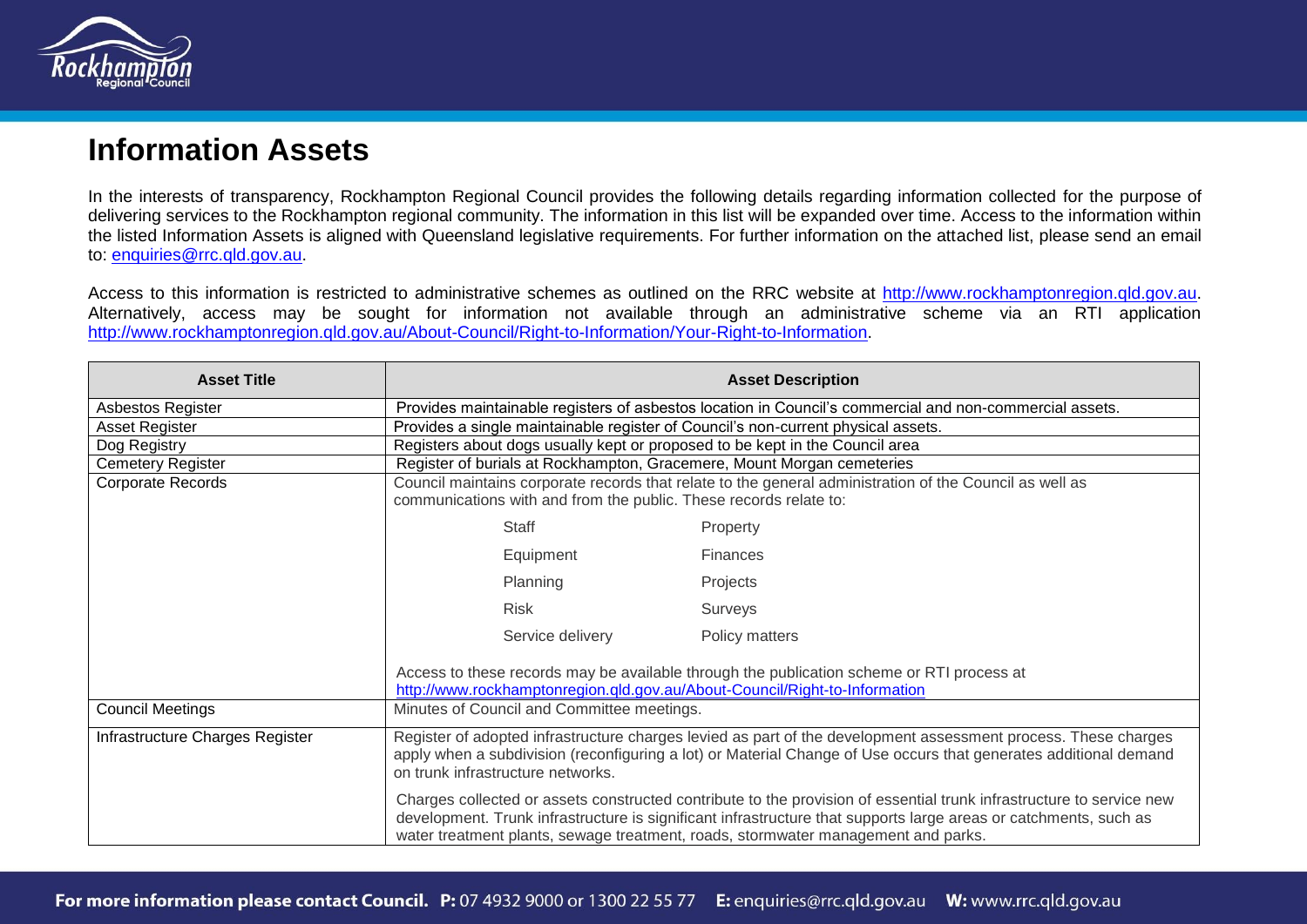# Information Assets

In the interests of transparency, Rockhampton Regional Council provides the following details regarding information collected for the purpose of delivering services to the Rockhampton regional community. The information in this list will be expanded over time. Access to the information within the listed Information Assets is aligned with Queensland legislative requirements. For further information on the attached list, please send an email to: enquiries@rrc.qld.gov.au.

Access to this information is restricted to administrative schemes as outlined on the RRC website at http://www.rockhamptonregion.qld.gov.au. Alternatively, access may be sought for information not available through an administrative scheme via an RTI application http://www.rockhamptonregion.qld.gov.au/About-Council/Right-to-Information/Your-Right-to-Information.

| Asset Title | Asset Description |
|---|---|
| Asbestos Register | Provides maintainable registers of asbestos location in Council's commercial and non-commercial assets. |
| Asset Register | Provides a single maintainable register of Council's non-current physical assets. |
| Dog Registry | Registers about dogs usually kept or proposed to be kept in the Council area |
| Cemetery Register | Register of burials at Rockhampton, Gracemere, Mount Morgan cemeteries |
| Corporate Records | Council maintains corporate records that relate to the general administration of the Council as well as communications with and from the public. These records relate to:<br>Staff, Property<br>Equipment, Finances<br>Planning, Projects<br>Risk, Surveys<br>Service delivery, Policy matters<br><br>Access to these records may be available through the publication scheme or RTI process at http://www.rockhamptonregion.qld.gov.au/About-Council/Right-to-Information |
| Council Meetings | Minutes of Council and Committee meetings. |
| Infrastructure Charges Register | Register of adopted infrastructure charges levied as part of the development assessment process. These charges apply when a subdivision (reconfiguring a lot) or Material Change of Use occurs that generates additional demand on trunk infrastructure networks.<br><br>Charges collected or assets constructed contribute to the provision of essential trunk infrastructure to service new development. Trunk infrastructure is significant infrastructure that supports large areas or catchments, such as water treatment plants, sewage treatment, roads, stormwater management and parks. |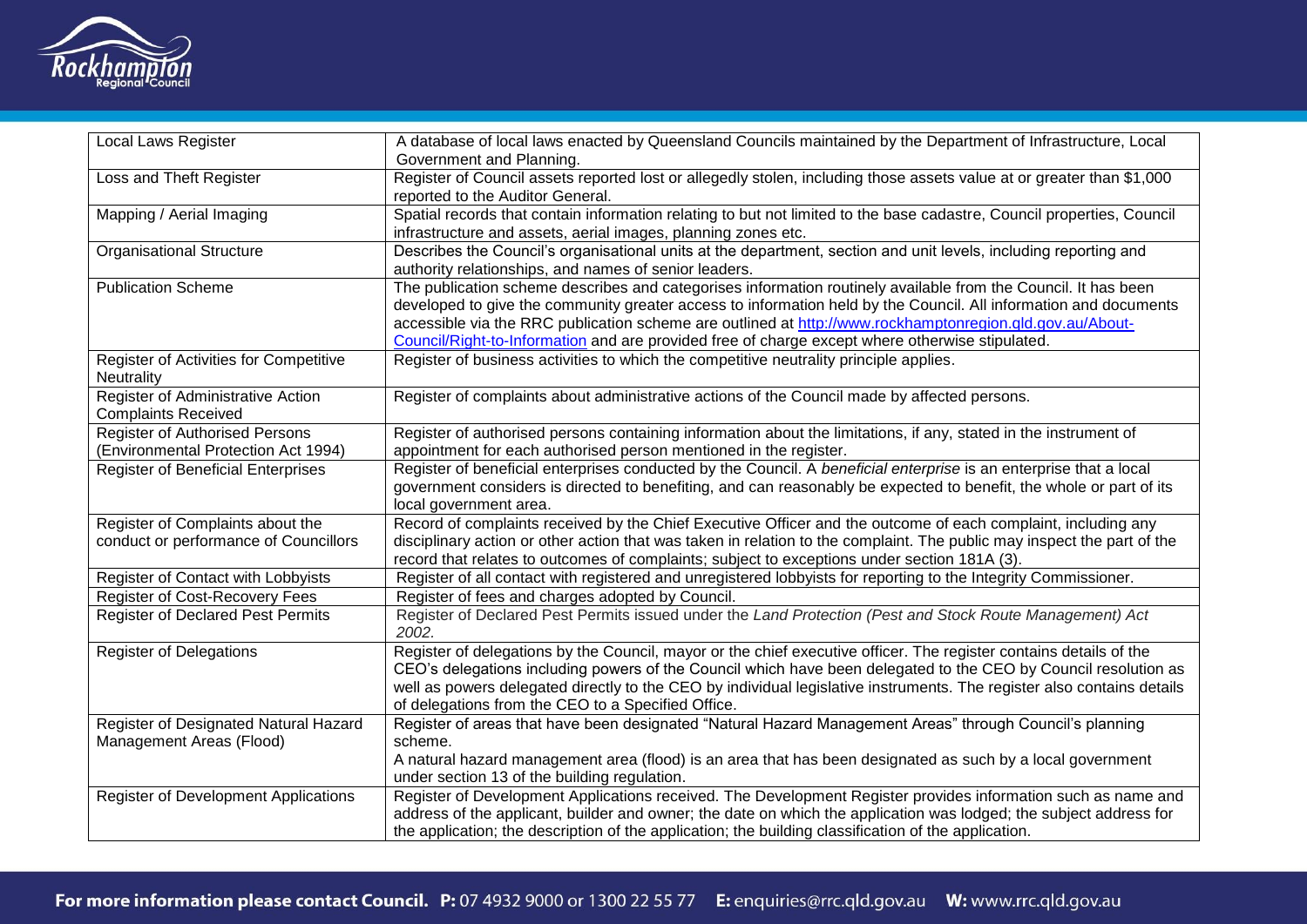| Local Laws Register | A database of local laws enacted by Queensland Councils maintained by the Department of Infrastructure, Local Government and Planning. |
|---|---|
| Loss and Theft Register | Register of Council assets reported lost or allegedly stolen, including those assets value at or greater than $1,000 reported to the Auditor General. |
| Mapping / Aerial Imaging | Spatial records that contain information relating to but not limited to the base cadastre, Council properties, Council infrastructure and assets, aerial images, planning zones etc. |
| Organisational Structure | Describes the Council's organisational units at the department, section and unit levels, including reporting and authority relationships, and names of senior leaders. |
| Publication Scheme | The publication scheme describes and categorises information routinely available from the Council. It has been developed to give the community greater access to information held by the Council. All information and documents accessible via the RRC publication scheme are outlined at [http://www.rockhamptonregion.qld.gov.au/About-Council/Right-to-Information](http://www.rockhamptonregion.qld.gov.au/About-Council/Right-to-Information) and are provided free of charge except where otherwise stipulated. |
| Register of Activities for Competitive Neutrality | Register of business activities to which the competitive neutrality principle applies. |
| Register of Administrative Action Complaints Received | Register of complaints about administrative actions of the Council made by affected persons. |
| Register of Authorised Persons (Environmental Protection Act 1994) | Register of authorised persons containing information about the limitations, if any, stated in the instrument of appointment for each authorised person mentioned in the register. |
| Register of Beneficial Enterprises | Register of beneficial enterprises conducted by the Council. A *beneficial enterprise* is an enterprise that a local government considers is directed to benefiting, and can reasonably be expected to benefit, the whole or part of its local government area. |
| Register of Complaints about the conduct or performance of Councillors | Record of complaints received by the Chief Executive Officer and the outcome of each complaint, including any disciplinary action or other action that was taken in relation to the complaint. The public may inspect the part of the record that relates to outcomes of complaints; subject to exceptions under section 181A (3). |
| Register of Contact with Lobbyists | Register of all contact with registered and unregistered lobbyists for reporting to the Integrity Commissioner. |
| Register of Cost-Recovery Fees | Register of fees and charges adopted by Council. |
| Register of Declared Pest Permits | Register of Declared Pest Permits issued under the *Land Protection (Pest and Stock Route Management) Act 2002.* |
| Register of Delegations | Register of delegations by the Council, mayor or the chief executive officer. The register contains details of the CEO's delegations including powers of the Council which have been delegated to the CEO by Council resolution as well as powers delegated directly to the CEO by individual legislative instruments. The register also contains details of delegations from the CEO to a Specified Office. |
| Register of Designated Natural Hazard Management Areas (Flood) | Register of areas that have been designated "Natural Hazard Management Areas" through Council's planning scheme.<br>A natural hazard management area (flood) is an area that has been designated as such by a local government under section 13 of the building regulation. |
| Register of Development Applications | Register of Development Applications received. The Development Register provides information such as name and address of the applicant, builder and owner; the date on which the application was lodged; the subject address for the application; the description of the application; the building classification of the application. |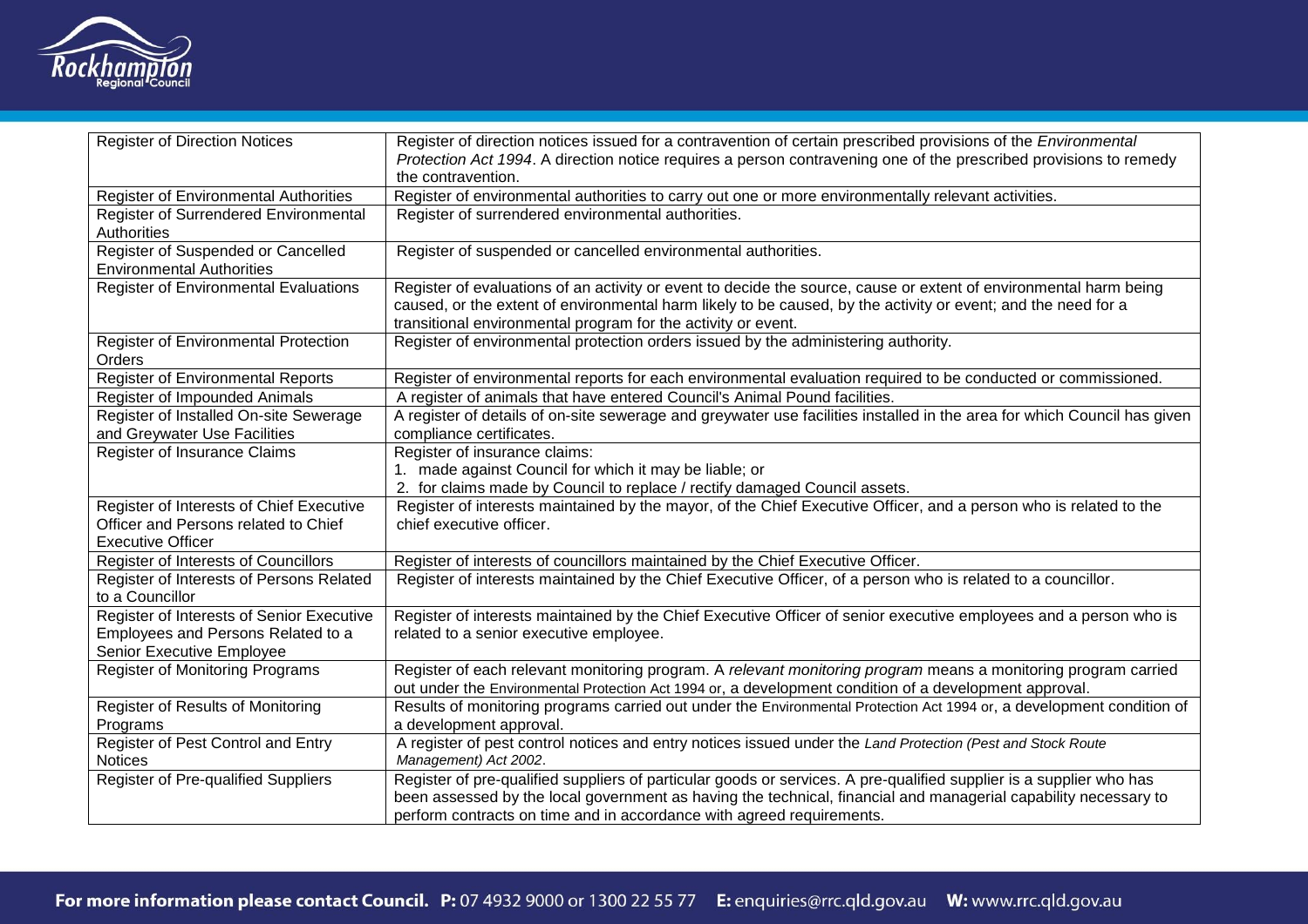| | |
|---|---|
| Register of Direction Notices | Register of direction notices issued for a contravention of certain prescribed provisions of the *Environmental Protection Act 1994*. A direction notice requires a person contravening one of the prescribed provisions to remedy the contravention. |
| Register of Environmental Authorities | Register of environmental authorities to carry out one or more environmentally relevant activities. |
| Register of Surrendered Environmental Authorities | Register of surrendered environmental authorities. |
| Register of Suspended or Cancelled Environmental Authorities | Register of suspended or cancelled environmental authorities. |
| Register of Environmental Evaluations | Register of evaluations of an activity or event to decide the source, cause or extent of environmental harm being caused, or the extent of environmental harm likely to be caused, by the activity or event; and the need for a transitional environmental program for the activity or event. |
| Register of Environmental Protection Orders | Register of environmental protection orders issued by the administering authority. |
| Register of Environmental Reports | Register of environmental reports for each environmental evaluation required to be conducted or commissioned. |
| Register of Impounded Animals | A register of animals that have entered Council's Animal Pound facilities. |
| Register of Installed On-site Sewerage and Greywater Use Facilities | A register of details of on-site sewerage and greywater use facilities installed in the area for which Council has given compliance certificates. |
| Register of Insurance Claims | Register of insurance claims:<br>1. made against Council for which it may be liable; or<br>2. for claims made by Council to replace / rectify damaged Council assets. |
| Register of Interests of Chief Executive Officer and Persons related to Chief Executive Officer | Register of interests maintained by the mayor, of the Chief Executive Officer, and a person who is related to the chief executive officer. |
| Register of Interests of Councillors | Register of interests of councillors maintained by the Chief Executive Officer. |
| Register of Interests of Persons Related to a Councillor | Register of interests maintained by the Chief Executive Officer, of a person who is related to a councillor. |
| Register of Interests of Senior Executive Employees and Persons Related to a Senior Executive Employee | Register of interests maintained by the Chief Executive Officer of senior executive employees and a person who is related to a senior executive employee. |
| Register of Monitoring Programs | Register of each relevant monitoring program. A *relevant monitoring program* means a monitoring program carried out under the Environmental Protection Act 1994 or, a development condition of a development approval. |
| Register of Results of Monitoring Programs | Results of monitoring programs carried out under the Environmental Protection Act 1994 or, a development condition of a development approval. |
| Register of Pest Control and Entry Notices | A register of pest control notices and entry notices issued under the *Land Protection (Pest and Stock Route Management) Act 2002*. |
| Register of Pre-qualified Suppliers | Register of pre-qualified suppliers of particular goods or services. A pre-qualified supplier is a supplier who has been assessed by the local government as having the technical, financial and managerial capability necessary to perform contracts on time and in accordance with agreed requirements. |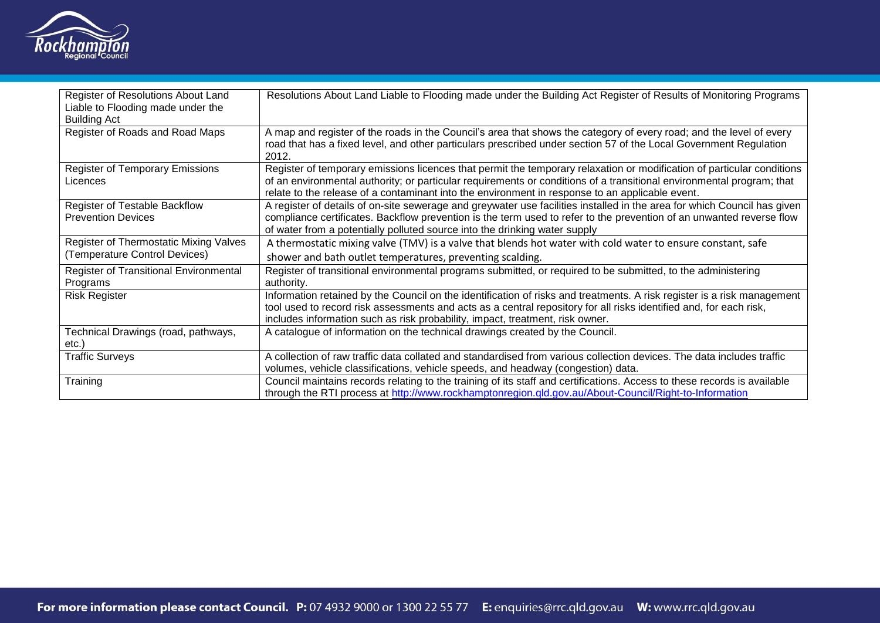| | |
|---|---|
| Register of Resolutions About Land Liable to Flooding made under the Building Act | Resolutions About Land Liable to Flooding made under the Building Act Register of Results of Monitoring Programs |
| Register of Roads and Road Maps | A map and register of the roads in the Council's area that shows the category of every road; and the level of every road that has a fixed level, and other particulars prescribed under section 57 of the Local Government Regulation 2012. |
| Register of Temporary Emissions Licences | Register of temporary emissions licences that permit the temporary relaxation or modification of particular conditions of an environmental authority; or particular requirements or conditions of a transitional environmental program; that relate to the release of a contaminant into the environment in response to an applicable event. |
| Register of Testable Backflow Prevention Devices | A register of details of on-site sewerage and greywater use facilities installed in the area for which Council has given compliance certificates. Backflow prevention is the term used to refer to the prevention of an unwanted reverse flow of water from a potentially polluted source into the drinking water supply |
| Register of Thermostatic Mixing Valves (Temperature Control Devices) | A thermostatic mixing valve (TMV) is a valve that blends hot water with cold water to ensure constant, safe shower and bath outlet temperatures, preventing scalding. |
| Register of Transitional Environmental Programs | Register of transitional environmental programs submitted, or required to be submitted, to the administering authority. |
| Risk Register | Information retained by the Council on the identification of risks and treatments. A risk register is a risk management tool used to record risk assessments and acts as a central repository for all risks identified and, for each risk, includes information such as risk probability, impact, treatment, risk owner. |
| Technical Drawings (road, pathways, etc.) | A catalogue of information on the technical drawings created by the Council. |
| Traffic Surveys | A collection of raw traffic data collated and standardised from various collection devices. The data includes traffic volumes, vehicle classifications, vehicle speeds, and headway (congestion) data. |
| Training | Council maintains records relating to the training of its staff and certifications. Access to these records is available through the RTI process at http://www.rockhamptonregion.qld.gov.au/About-Council/Right-to-Information |